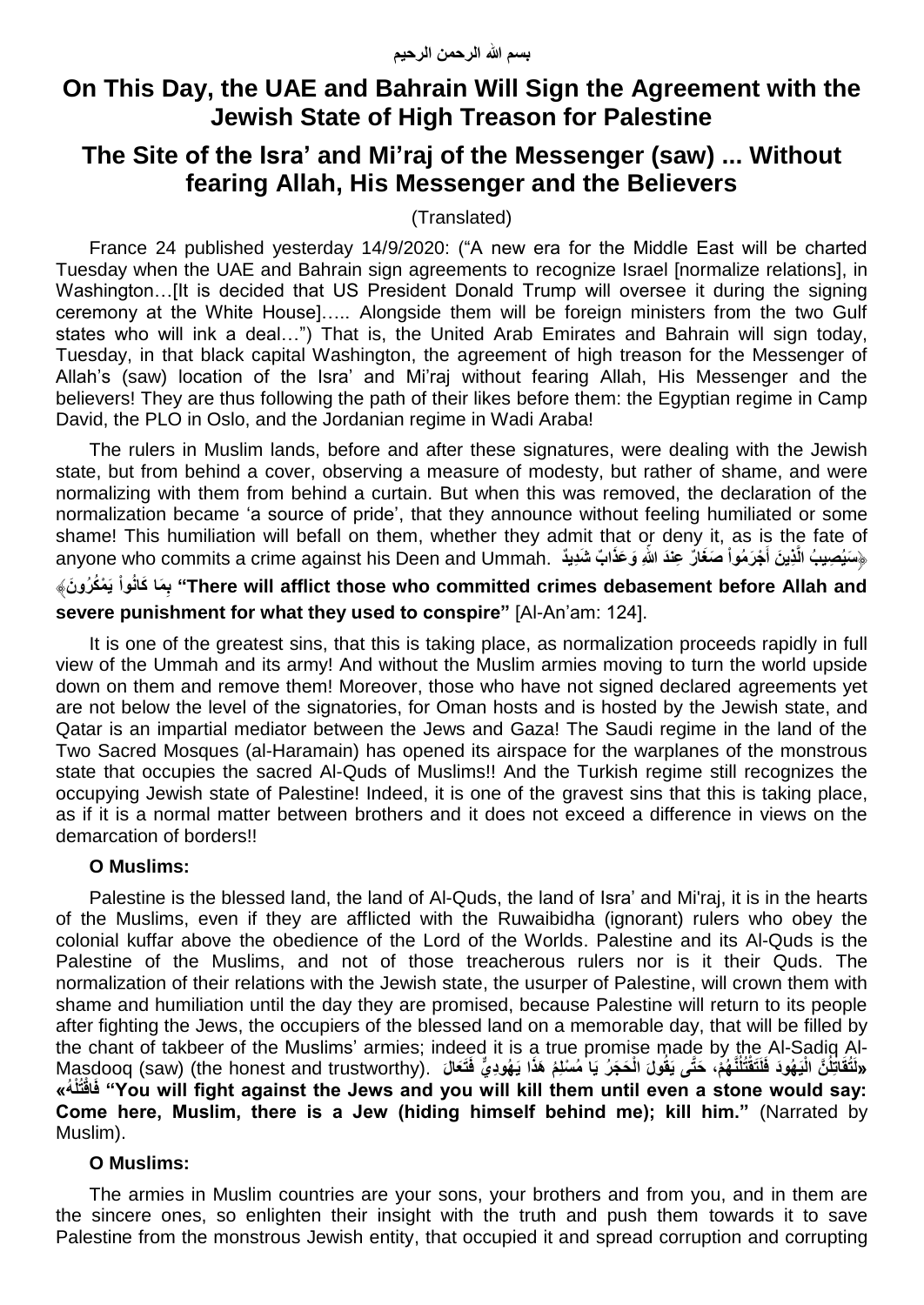بسم الله الرحمن الرحيم

# On This Day, the UAE and Bahrain Will Sign the Agreement with the Jewish State of High Treason for Palestine

## The Site of the Isra' and Mi'raj of the Messenger (saw) ... Without fearing Allah, His Messenger and the Believers

(Translated)

France 24 published yesterday 14/9/2020: ("A new era for the Middle East will be charted Tuesday when the UAE and Bahrain sign agreements to recognize Israel [normalize relations], in Washington…[It is decided that US President Donald Trump will oversee it during the signing ceremony at the White House]….. Alongside them will be foreign ministers from the two Gulf states who will ink a deal…") That is, the United Arab Emirates and Bahrain will sign today, Tuesday, in that black capital Washington, the agreement of high treason for the Messenger of Allah's (saw) location of the Isra' and Mi'raj without fearing Allah, His Messenger and the believers! They are thus following the path of their likes before them: the Egyptian regime in Camp David, the PLO in Oslo, and the Jordanian regime in Wadi Araba!

The rulers in Muslim lands, before and after these signatures, were dealing with the Jewish state, but from behind a cover, observing a measure of modesty, but rather of shame, and were normalizing with them from behind a curtain. But when this was removed, the declaration of the normalization became 'a source of pride', that they announce without feeling humiliated or some shame! This humiliation will befall on them, whether they admit that or deny it, as is the fate of anyone who commits a crime against his Deen and Ummah. ﴿سَيُصِيبُ الَّذِينَ أَجْرَمُواْ صَغَارٌ عِندَ اللّهِ وَعَذَابٌ شَدِيدٌ بِمَا كَانُواْ يَمْكُرُونَ﴾ **"There will afflict those who committed crimes debasement before Allah and severe punishment for what they used to conspire"** [Al-An'am: 124].

It is one of the greatest sins, that this is taking place, as normalization proceeds rapidly in full view of the Ummah and its army! And without the Muslim armies moving to turn the world upside down on them and remove them! Moreover, those who have not signed declared agreements yet are not below the level of the signatories, for Oman hosts and is hosted by the Jewish state, and Qatar is an impartial mediator between the Jews and Gaza! The Saudi regime in the land of the Two Sacred Mosques (al-Haramain) has opened its airspace for the warplanes of the monstrous state that occupies the sacred Al-Quds of Muslims!! And the Turkish regime still recognizes the occupying Jewish state of Palestine! Indeed, it is one of the gravest sins that this is taking place, as if it is a normal matter between brothers and it does not exceed a difference in views on the demarcation of borders!!

**O Muslims:**

Palestine is the blessed land, the land of Al-Quds, the land of Isra' and Mi'raj, it is in the hearts of the Muslims, even if they are afflicted with the Ruwaibidha (ignorant) rulers who obey the colonial kuffar above the obedience of the Lord of the Worlds. Palestine and its Al-Quds is the Palestine of the Muslims, and not of those treacherous rulers nor is it their Quds. The normalization of their relations with the Jewish state, the usurper of Palestine, will crown them with shame and humiliation until the day they are promised, because Palestine will return to its people after fighting the Jews, the occupiers of the blessed land on a memorable day, that will be filled by the chant of takbeer of the Muslims' armies; indeed it is a true promise made by the Al-Sadiq Al-Masdooq (saw) (the honest and trustworthy). «لَتُقَاتِلُنَّ الْيَهُودَ فَلَتَقْتُلُنَّهُمْ، حَتَّى يَقُولَ الْحَجَرُ يَا مُسْلِمُ هَذَا يَهُودِيٌّ فَتَعَالَ فَاقْتُلْهُ» **"You will fight against the Jews and you will kill them until even a stone would say: Come here, Muslim, there is a Jew (hiding himself behind me); kill him."** (Narrated by Muslim).

**O Muslims:**

The armies in Muslim countries are your sons, your brothers and from you, and in them are the sincere ones, so enlighten their insight with the truth and push them towards it to save Palestine from the monstrous Jewish entity, that occupied it and spread corruption and corrupting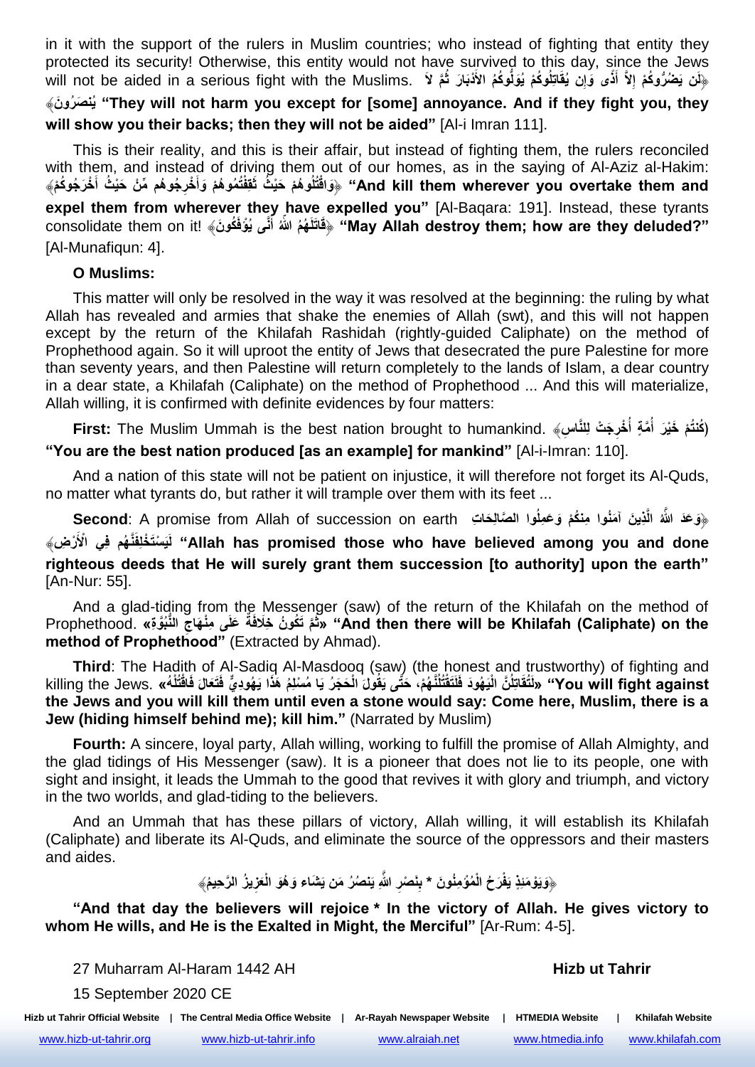in it with the support of the rulers in Muslim countries; who instead of fighting that entity they protected its security! Otherwise, this entity would not have survived to this day, since the Jews will not be aided in a serious fight with the Muslims. ﴿لَن يَضُرُّوكُمْ إِلاَّ أَذًى وَإِن يُقَاتِلُوكُمْ يُوَلُّوكُمُ الأَدُبَارَ ثُمَّ لاَ يُنصَرُونَ﴾ **"They will not harm you except for [some] annoyance. And if they fight you, they will show you their backs; then they will not be aided"** [Al-i Imran 111].

This is their reality, and this is their affair, but instead of fighting them, the rulers reconciled with them, and instead of driving them out of our homes, as in the saying of Al-Aziz al-Hakim: ﴿وَاقْتُلُوهُمْ حَيْثُ ثَقِفْتُمُوهُمْ وَأَخْرِجُوهُم مِّنْ حَيْثُ أَخْرَجُوكُمْ﴾ **"And kill them wherever you overtake them and expel them from wherever they have expelled you"** [Al-Baqara: 191]. Instead, these tyrants consolidate them on it! ﴿قَاتَلَهُمُ اللَّهُ أَنَّى يُؤْفَكُونَ﴾ **"May Allah destroy them; how are they deluded?"** [Al-Munafiqun: 4].

**O Muslims:**

This matter will only be resolved in the way it was resolved at the beginning: the ruling by what Allah has revealed and armies that shake the enemies of Allah (swt), and this will not happen except by the return of the Khilafah Rashidah (rightly-guided Caliphate) on the method of Prophethood again. So it will uproot the entity of Jews that desecrated the pure Palestine for more than seventy years, and then Palestine will return completely to the lands of Islam, a dear country in a dear state, a Khilafah (Caliphate) on the method of Prophethood ... And this will materialize, Allah willing, it is confirmed with definite evidences by four matters:

**First:** The Muslim Ummah is the best nation brought to humankind. ﴿كُنتُمْ خَيْرَ أُمَّةٍ أُخْرِجَتْ لِلنَّاسِ﴾ **"You are the best nation produced [as an example] for mankind"** [Al-i-Imran: 110].

And a nation of this state will not be patient on injustice, it will therefore not forget its Al-Quds, no matter what tyrants do, but rather it will trample over them with its feet ...

**Second**: A promise from Allah of succession on earth ﴿وَعَدَ اللَّهُ الَّذِينَ آمَنُوا مِنكُمْ وَعَمِلُوا الصَّالِحَاتِ لَيَسْتَخْلِفَنَّهُم فِي الْأَرْضِ﴾ **"Allah has promised those who have believed among you and done righteous deeds that He will surely grant them succession [to authority] upon the earth"** [An-Nur: 55].

And a glad-tiding from the Messenger (saw) of the return of the Khilafah on the method of Prophethood. «ثُمَّ تَكُونُ خِلَافَةٌ عَلَى مِنْهَاجِ النُّبُوَّةِ» **"And then there will be Khilafah (Caliphate) on the method of Prophethood"** (Extracted by Ahmad).

**Third**: The Hadith of Al-Sadiq Al-Masdooq (saw) (the honest and trustworthy) of fighting and killing the Jews. «لَتُقَاتِلُنَّ الْيَهُودَ فَلَتَقْتُلُنَّهُمْ، حَتَّى يَقُولَ الْحَجَرُ يَا مُسْلِمُ هَذَا يَهُودِيٌّ فَتَعَالَ فَاقْتُلْهُ» **"You will fight against the Jews and you will kill them until even a stone would say: Come here, Muslim, there is a Jew (hiding himself behind me); kill him."** (Narrated by Muslim)

**Fourth:** A sincere, loyal party, Allah willing, working to fulfill the promise of Allah Almighty, and the glad tidings of His Messenger (saw). It is a pioneer that does not lie to its people, one with sight and insight, it leads the Ummah to the good that revives it with glory and triumph, and victory in the two worlds, and glad-tiding to the believers.

And an Ummah that has these pillars of victory, Allah willing, it will establish its Khilafah (Caliphate) and liberate its Al-Quds, and eliminate the source of the oppressors and their masters and aides.

﴿وَيَوْمَئِذٍ يَفْرَحُ الْمُؤْمِنُونَ * بِنَصْرِ اللَّهِ يَنصُرُ مَن يَشَاء وَهُوَ الْعَزِيزُ الرَّحِيمُ﴾

**"And that day the believers will rejoice * In the victory of Allah. He gives victory to whom He wills, and He is the Exalted in Might, the Merciful"** [Ar-Rum: 4-5].

27 Muharram Al-Haram 1442 AH

15 September 2020 CE

**Hizb ut Tahrir**

| Hizb ut Tahrir Official Website | The Central Media Office Website | Ar-Rayah Newspaper Website | HTMEDIA Website | Khilafah Website |
|---|---|---|---|---|
| www.hizb-ut-tahrir.org | www.hizb-ut-tahrir.info | www.alraiah.net | www.htmedia.info | www.khilafah.com |